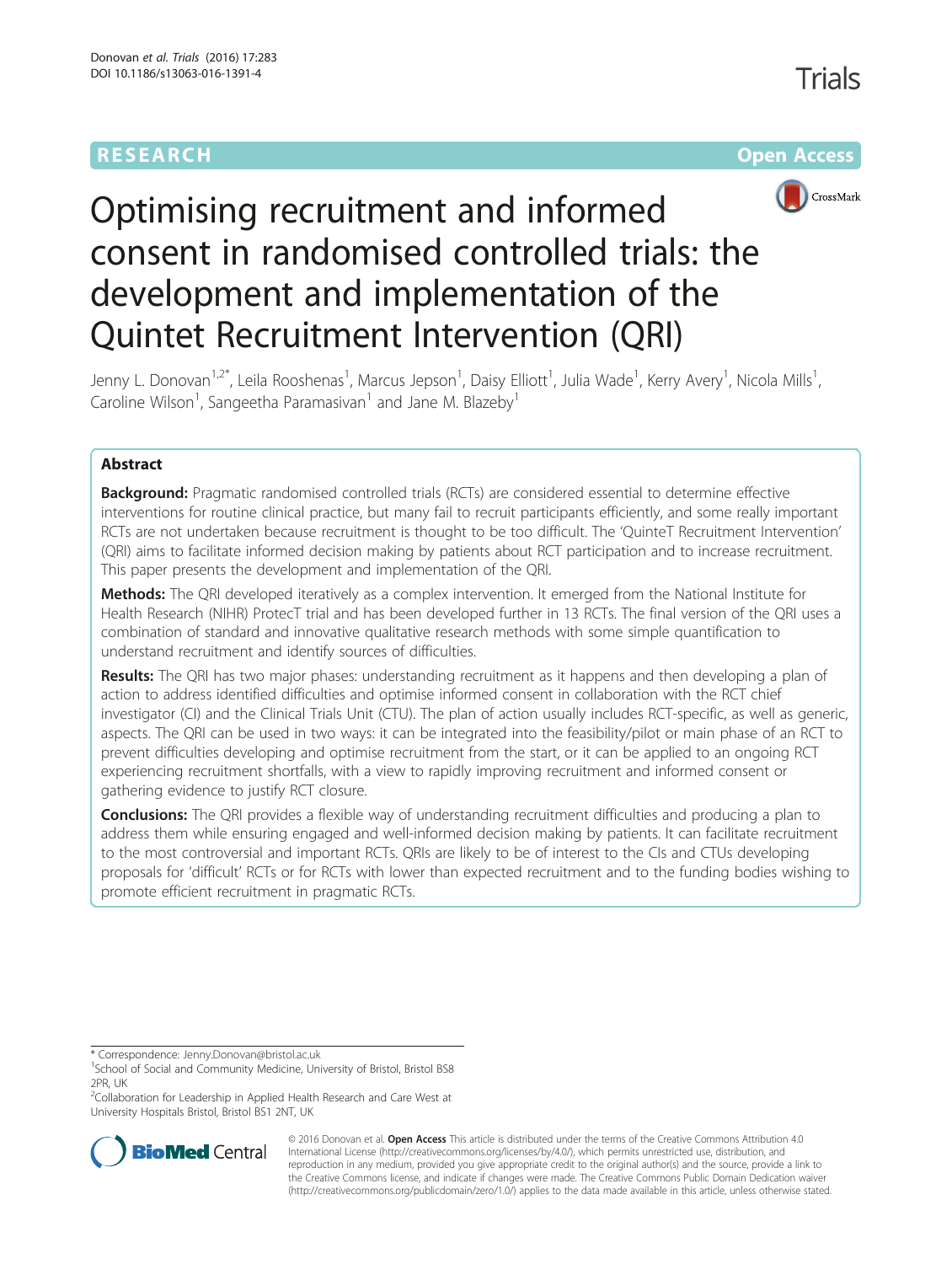RESEARCH **Open Access**

# Optimising recruitment and informed consent in randomised controlled trials: the development and implementation of the Quintet Recruitment Intervention (QRI)

Jenny L. Donovan[1,2*], Leila Rooshenas[1], Marcus Jepson[1], Daisy Elliott[1], Julia Wade[1], Kerry Avery[1], Nicola Mills[1], Caroline Wilson[1], Sangeetha Paramasivan[1] and Jane M. Blazeby[1]

## Abstract

**Background:** Pragmatic randomised controlled trials (RCTs) are considered essential to determine effective interventions for routine clinical practice, but many fail to recruit participants efficiently, and some really important RCTs are not undertaken because recruitment is thought to be too difficult. The 'QuinteT Recruitment Intervention' (QRI) aims to facilitate informed decision making by patients about RCT participation and to increase recruitment. This paper presents the development and implementation of the QRI.

**Methods:** The QRI developed iteratively as a complex intervention. It emerged from the National Institute for Health Research (NIHR) ProtecT trial and has been developed further in 13 RCTs. The final version of the QRI uses a combination of standard and innovative qualitative research methods with some simple quantification to understand recruitment and identify sources of difficulties.

**Results:** The QRI has two major phases: understanding recruitment as it happens and then developing a plan of action to address identified difficulties and optimise informed consent in collaboration with the RCT chief investigator (CI) and the Clinical Trials Unit (CTU). The plan of action usually includes RCT-specific, as well as generic, aspects. The QRI can be used in two ways: it can be integrated into the feasibility/pilot or main phase of an RCT to prevent difficulties developing and optimise recruitment from the start, or it can be applied to an ongoing RCT experiencing recruitment shortfalls, with a view to rapidly improving recruitment and informed consent or gathering evidence to justify RCT closure.

**Conclusions:** The QRI provides a flexible way of understanding recruitment difficulties and producing a plan to address them while ensuring engaged and well-informed decision making by patients. It can facilitate recruitment to the most controversial and important RCTs. QRIs are likely to be of interest to the CIs and CTUs developing proposals for 'difficult' RCTs or for RCTs with lower than expected recruitment and to the funding bodies wishing to promote efficient recruitment in pragmatic RCTs.

---

* Correspondence: Jenny.Donovan@bristol.ac.uk
[1]School of Social and Community Medicine, University of Bristol, Bristol BS8 2PR, UK
[2]Collaboration for Leadership in Applied Health Research and Care West at University Hospitals Bristol, Bristol BS1 2NT, UK

© 2016 Donovan et al. **Open Access** This article is distributed under the terms of the Creative Commons Attribution 4.0 International License (http://creativecommons.org/licenses/by/4.0/), which permits unrestricted use, distribution, and reproduction in any medium, provided you give appropriate credit to the original author(s) and the source, provide a link to the Creative Commons license, and indicate if changes were made. The Creative Commons Public Domain Dedication waiver (http://creativecommons.org/publicdomain/zero/1.0/) applies to the data made available in this article, unless otherwise stated.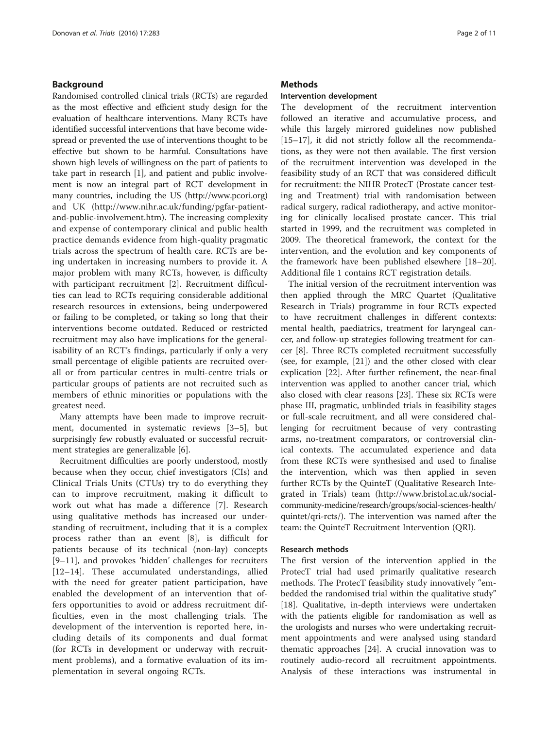## Background

Randomised controlled clinical trials (RCTs) are regarded as the most effective and efficient study design for the evaluation of healthcare interventions. Many RCTs have identified successful interventions that have become widespread or prevented the use of interventions thought to be effective but shown to be harmful. Consultations have shown high levels of willingness on the part of patients to take part in research [1], and patient and public involvement is now an integral part of RCT development in many countries, including the US (http://www.pcori.org) and UK (http://www.nihr.ac.uk/funding/pgfar-patient-and-public-involvement.htm). The increasing complexity and expense of contemporary clinical and public health practice demands evidence from high-quality pragmatic trials across the spectrum of health care. RCTs are being undertaken in increasing numbers to provide it. A major problem with many RCTs, however, is difficulty with participant recruitment [2]. Recruitment difficulties can lead to RCTs requiring considerable additional research resources in extensions, being underpowered or failing to be completed, or taking so long that their interventions become outdated. Reduced or restricted recruitment may also have implications for the generalisability of an RCT's findings, particularly if only a very small percentage of eligible patients are recruited overall or from particular centres in multi-centre trials or particular groups of patients are not recruited such as members of ethnic minorities or populations with the greatest need.

Many attempts have been made to improve recruitment, documented in systematic reviews [3–5], but surprisingly few robustly evaluated or successful recruitment strategies are generalizable [6].

Recruitment difficulties are poorly understood, mostly because when they occur, chief investigators (CIs) and Clinical Trials Units (CTUs) try to do everything they can to improve recruitment, making it difficult to work out what has made a difference [7]. Research using qualitative methods has increased our understanding of recruitment, including that it is a complex process rather than an event [8], is difficult for patients because of its technical (non-lay) concepts [9–11], and provokes 'hidden' challenges for recruiters [12–14]. These accumulated understandings, allied with the need for greater patient participation, have enabled the development of an intervention that offers opportunities to avoid or address recruitment difficulties, even in the most challenging trials. The development of the intervention is reported here, including details of its components and dual format (for RCTs in development or underway with recruitment problems), and a formative evaluation of its implementation in several ongoing RCTs.

## Methods

### Intervention development

The development of the recruitment intervention followed an iterative and accumulative process, and while this largely mirrored guidelines now published [15–17], it did not strictly follow all the recommendations, as they were not then available. The first version of the recruitment intervention was developed in the feasibility study of an RCT that was considered difficult for recruitment: the NIHR ProtecT (Prostate cancer testing and Treatment) trial with randomisation between radical surgery, radical radiotherapy, and active monitoring for clinically localised prostate cancer. This trial started in 1999, and the recruitment was completed in 2009. The theoretical framework, the context for the intervention, and the evolution and key components of the framework have been published elsewhere [18–20]. Additional file 1 contains RCT registration details.

The initial version of the recruitment intervention was then applied through the MRC Quartet (Qualitative Research in Trials) programme in four RCTs expected to have recruitment challenges in different contexts: mental health, paediatrics, treatment for laryngeal cancer, and follow-up strategies following treatment for cancer [8]. Three RCTs completed recruitment successfully (see, for example, [21]) and the other closed with clear explication [22]. After further refinement, the near-final intervention was applied to another cancer trial, which also closed with clear reasons [23]. These six RCTs were phase III, pragmatic, unblinded trials in feasibility stages or full-scale recruitment, and all were considered challenging for recruitment because of very contrasting arms, no-treatment comparators, or controversial clinical contexts. The accumulated experience and data from these RCTs were synthesised and used to finalise the intervention, which was then applied in seven further RCTs by the QuinteT (Qualitative Research Integrated in Trials) team (http://www.bristol.ac.uk/social-community-medicine/research/groups/social-sciences-health/quintet/qri-rcts/). The intervention was named after the team: the QuinteT Recruitment Intervention (QRI).

### Research methods

The first version of the intervention applied in the ProtecT trial had used primarily qualitative research methods. The ProtecT feasibility study innovatively "embedded the randomised trial within the qualitative study" [18]. Qualitative, in-depth interviews were undertaken with the patients eligible for randomisation as well as the urologists and nurses who were undertaking recruitment appointments and were analysed using standard thematic approaches [24]. A crucial innovation was to routinely audio-record all recruitment appointments. Analysis of these interactions was instrumental in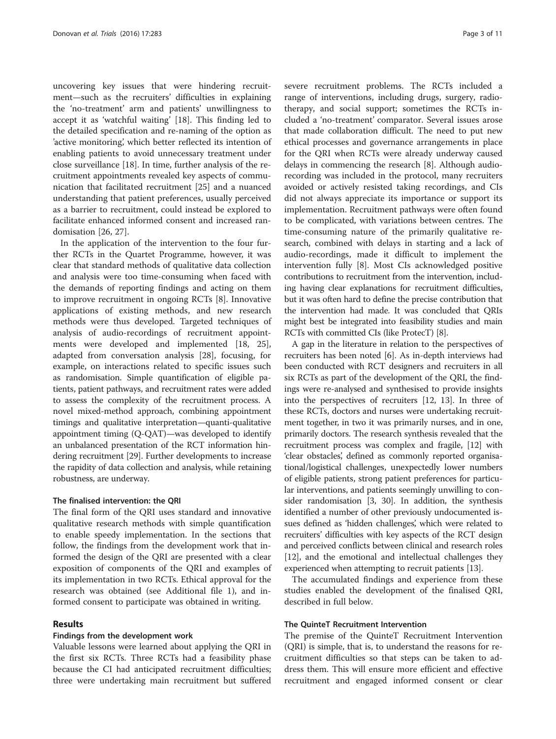uncovering key issues that were hindering recruitment—such as the recruiters' difficulties in explaining the 'no-treatment' arm and patients' unwillingness to accept it as 'watchful waiting' [18]. This finding led to the detailed specification and re-naming of the option as 'active monitoring', which better reflected its intention of enabling patients to avoid unnecessary treatment under close surveillance [18]. In time, further analysis of the recruitment appointments revealed key aspects of communication that facilitated recruitment [25] and a nuanced understanding that patient preferences, usually perceived as a barrier to recruitment, could instead be explored to facilitate enhanced informed consent and increased randomisation [26, 27].

In the application of the intervention to the four further RCTs in the Quartet Programme, however, it was clear that standard methods of qualitative data collection and analysis were too time-consuming when faced with the demands of reporting findings and acting on them to improve recruitment in ongoing RCTs [8]. Innovative applications of existing methods, and new research methods were thus developed. Targeted techniques of analysis of audio-recordings of recruitment appointments were developed and implemented [18, 25], adapted from conversation analysis [28], focusing, for example, on interactions related to specific issues such as randomisation. Simple quantification of eligible patients, patient pathways, and recruitment rates were added to assess the complexity of the recruitment process. A novel mixed-method approach, combining appointment timings and qualitative interpretation—quanti-qualitative appointment timing (Q-QAT)—was developed to identify an unbalanced presentation of the RCT information hindering recruitment [29]. Further developments to increase the rapidity of data collection and analysis, while retaining robustness, are underway.

### The finalised intervention: the QRI

The final form of the QRI uses standard and innovative qualitative research methods with simple quantification to enable speedy implementation. In the sections that follow, the findings from the development work that informed the design of the QRI are presented with a clear exposition of components of the QRI and examples of its implementation in two RCTs. Ethical approval for the research was obtained (see Additional file 1), and informed consent to participate was obtained in writing.

## Results

### Findings from the development work

Valuable lessons were learned about applying the QRI in the first six RCTs. Three RCTs had a feasibility phase because the CI had anticipated recruitment difficulties; three were undertaking main recruitment but suffered severe recruitment problems. The RCTs included a range of interventions, including drugs, surgery, radiotherapy, and social support; sometimes the RCTs included a 'no-treatment' comparator. Several issues arose that made collaboration difficult. The need to put new ethical processes and governance arrangements in place for the QRI when RCTs were already underway caused delays in commencing the research [8]. Although audio-recording was included in the protocol, many recruiters avoided or actively resisted taking recordings, and CIs did not always appreciate its importance or support its implementation. Recruitment pathways were often found to be complicated, with variations between centres. The time-consuming nature of the primarily qualitative research, combined with delays in starting and a lack of audio-recordings, made it difficult to implement the intervention fully [8]. Most CIs acknowledged positive contributions to recruitment from the intervention, including having clear explanations for recruitment difficulties, but it was often hard to define the precise contribution that the intervention had made. It was concluded that QRIs might best be integrated into feasibility studies and main RCTs with committed CIs (like ProtecT) [8].

A gap in the literature in relation to the perspectives of recruiters has been noted [6]. As in-depth interviews had been conducted with RCT designers and recruiters in all six RCTs as part of the development of the QRI, the findings were re-analysed and synthesised to provide insights into the perspectives of recruiters [12, 13]. In three of these RCTs, doctors and nurses were undertaking recruitment together, in two it was primarily nurses, and in one, primarily doctors. The research synthesis revealed that the recruitment process was complex and fragile, [12] with 'clear obstacles', defined as commonly reported organisational/logistical challenges, unexpectedly lower numbers of eligible patients, strong patient preferences for particular interventions, and patients seemingly unwilling to consider randomisation [3, 30]. In addition, the synthesis identified a number of other previously undocumented issues defined as 'hidden challenges', which were related to recruiters' difficulties with key aspects of the RCT design and perceived conflicts between clinical and research roles [12], and the emotional and intellectual challenges they experienced when attempting to recruit patients [13].

The accumulated findings and experience from these studies enabled the development of the finalised QRI, described in full below.

### The QuinteT Recruitment Intervention

The premise of the QuinteT Recruitment Intervention (QRI) is simple, that is, to understand the reasons for recruitment difficulties so that steps can be taken to address them. This will ensure more efficient and effective recruitment and engaged informed consent or clear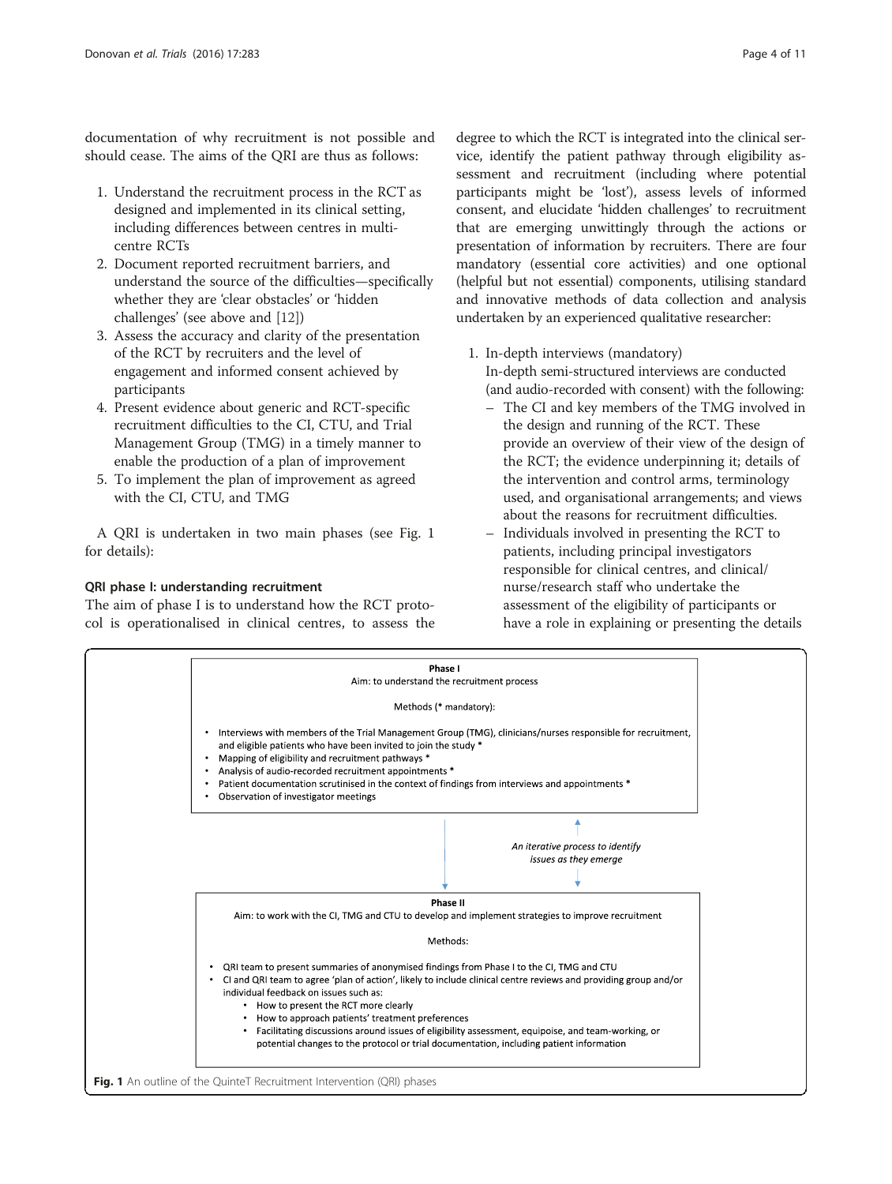documentation of why recruitment is not possible and should cease. The aims of the QRI are thus as follows:

1. Understand the recruitment process in the RCT as designed and implemented in its clinical setting, including differences between centres in multi-centre RCTs
2. Document reported recruitment barriers, and understand the source of the difficulties—specifically whether they are 'clear obstacles' or 'hidden challenges' (see above and [12])
3. Assess the accuracy and clarity of the presentation of the RCT by recruiters and the level of engagement and informed consent achieved by participants
4. Present evidence about generic and RCT-specific recruitment difficulties to the CI, CTU, and Trial Management Group (TMG) in a timely manner to enable the production of a plan of improvement
5. To implement the plan of improvement as agreed with the CI, CTU, and TMG

A QRI is undertaken in two main phases (see Fig. 1 for details):

### QRI phase I: understanding recruitment

The aim of phase I is to understand how the RCT protocol is operationalised in clinical centres, to assess the degree to which the RCT is integrated into the clinical service, identify the patient pathway through eligibility assessment and recruitment (including where potential participants might be 'lost'), assess levels of informed consent, and elucidate 'hidden challenges' to recruitment that are emerging unwittingly through the actions or presentation of information by recruiters. There are four mandatory (essential core activities) and one optional (helpful but not essential) components, utilising standard and innovative methods of data collection and analysis undertaken by an experienced qualitative researcher:

1. In-depth interviews (mandatory)
   In-depth semi-structured interviews are conducted (and audio-recorded with consent) with the following:
   - The CI and key members of the TMG involved in the design and running of the RCT. These provide an overview of their view of the design of the RCT; the evidence underpinning it; details of the intervention and control arms, terminology used, and organisational arrangements; and views about the reasons for recruitment difficulties.
   - Individuals involved in presenting the RCT to patients, including principal investigators responsible for clinical centres, and clinical/nurse/research staff who undertake the assessment of the eligibility of participants or have a role in explaining or presenting the details

**Phase I**
Aim: to understand the recruitment process

Methods (* mandatory):

- Interviews with members of the Trial Management Group (TMG), clinicians/nurses responsible for recruitment, and eligible patients who have been invited to join the study *
- Mapping of eligibility and recruitment pathways *
- Analysis of audio-recorded recruitment appointments *
- Patient documentation scrutinised in the context of findings from interviews and appointments *
- Observation of investigator meetings

*An iterative process to identify issues as they emerge*

**Phase II**
Aim: to work with the CI, TMG and CTU to develop and implement strategies to improve recruitment

Methods:

- QRI team to present summaries of anonymised findings from Phase I to the CI, TMG and CTU
- CI and QRI team to agree 'plan of action', likely to include clinical centre reviews and providing group and/or individual feedback on issues such as:
  - How to present the RCT more clearly
  - How to approach patients' treatment preferences
  - Facilitating discussions around issues of eligibility assessment, equipoise, and team-working, or potential changes to the protocol or trial documentation, including patient information

**Fig. 1** An outline of the QuinteT Recruitment Intervention (QRI) phases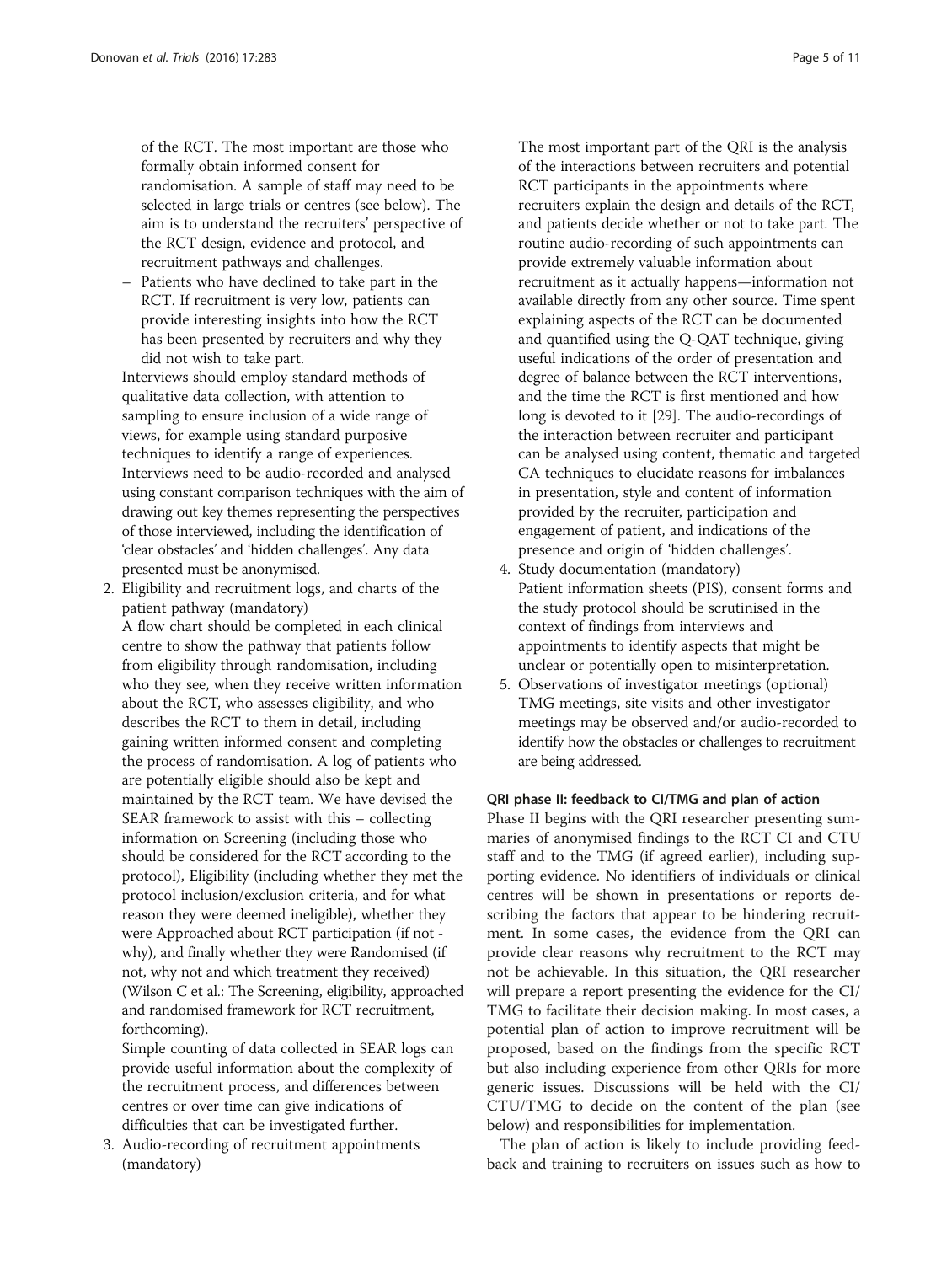of the RCT. The most important are those who formally obtain informed consent for randomisation. A sample of staff may need to be selected in large trials or centres (see below). The aim is to understand the recruiters' perspective of the RCT design, evidence and protocol, and recruitment pathways and challenges.

 – Patients who have declined to take part in the RCT. If recruitment is very low, patients can provide interesting insights into how the RCT has been presented by recruiters and why they did not wish to take part.

 Interviews should employ standard methods of qualitative data collection, with attention to sampling to ensure inclusion of a wide range of views, for example using standard purposive techniques to identify a range of experiences. Interviews need to be audio-recorded and analysed using constant comparison techniques with the aim of drawing out key themes representing the perspectives of those interviewed, including the identification of 'clear obstacles' and 'hidden challenges'. Any data presented must be anonymised.

2. Eligibility and recruitment logs, and charts of the patient pathway (mandatory)

 A flow chart should be completed in each clinical centre to show the pathway that patients follow from eligibility through randomisation, including who they see, when they receive written information about the RCT, who assesses eligibility, and who describes the RCT to them in detail, including gaining written informed consent and completing the process of randomisation. A log of patients who are potentially eligible should also be kept and maintained by the RCT team. We have devised the SEAR framework to assist with this – collecting information on Screening (including those who should be considered for the RCT according to the protocol), Eligibility (including whether they met the protocol inclusion/exclusion criteria, and for what reason they were deemed ineligible), whether they were Approached about RCT participation (if not - why), and finally whether they were Randomised (if not, why not and which treatment they received) (Wilson C et al.: The Screening, eligibility, approached and randomised framework for RCT recruitment, forthcoming).

 Simple counting of data collected in SEAR logs can provide useful information about the complexity of the recruitment process, and differences between centres or over time can give indications of difficulties that can be investigated further.

3. Audio-recording of recruitment appointments (mandatory)

 The most important part of the QRI is the analysis of the interactions between recruiters and potential RCT participants in the appointments where recruiters explain the design and details of the RCT, and patients decide whether or not to take part. The routine audio-recording of such appointments can provide extremely valuable information about recruitment as it actually happens—information not available directly from any other source. Time spent explaining aspects of the RCT can be documented and quantified using the Q-QAT technique, giving useful indications of the order of presentation and degree of balance between the RCT interventions, and the time the RCT is first mentioned and how long is devoted to it [29]. The audio-recordings of the interaction between recruiter and participant can be analysed using content, thematic and targeted CA techniques to elucidate reasons for imbalances in presentation, style and content of information provided by the recruiter, participation and engagement of patient, and indications of the presence and origin of 'hidden challenges'.

4. Study documentation (mandatory)

 Patient information sheets (PIS), consent forms and the study protocol should be scrutinised in the context of findings from interviews and appointments to identify aspects that might be unclear or potentially open to misinterpretation.

5. Observations of investigator meetings (optional)

 TMG meetings, site visits and other investigator meetings may be observed and/or audio-recorded to identify how the obstacles or challenges to recruitment are being addressed.

#### QRI phase II: feedback to CI/TMG and plan of action

Phase II begins with the QRI researcher presenting summaries of anonymised findings to the RCT CI and CTU staff and to the TMG (if agreed earlier), including supporting evidence. No identifiers of individuals or clinical centres will be shown in presentations or reports describing the factors that appear to be hindering recruitment. In some cases, the evidence from the QRI can provide clear reasons why recruitment to the RCT may not be achievable. In this situation, the QRI researcher will prepare a report presenting the evidence for the CI/TMG to facilitate their decision making. In most cases, a potential plan of action to improve recruitment will be proposed, based on the findings from the specific RCT but also including experience from other QRIs for more generic issues. Discussions will be held with the CI/CTU/TMG to decide on the content of the plan (see below) and responsibilities for implementation.

The plan of action is likely to include providing feedback and training to recruiters on issues such as how to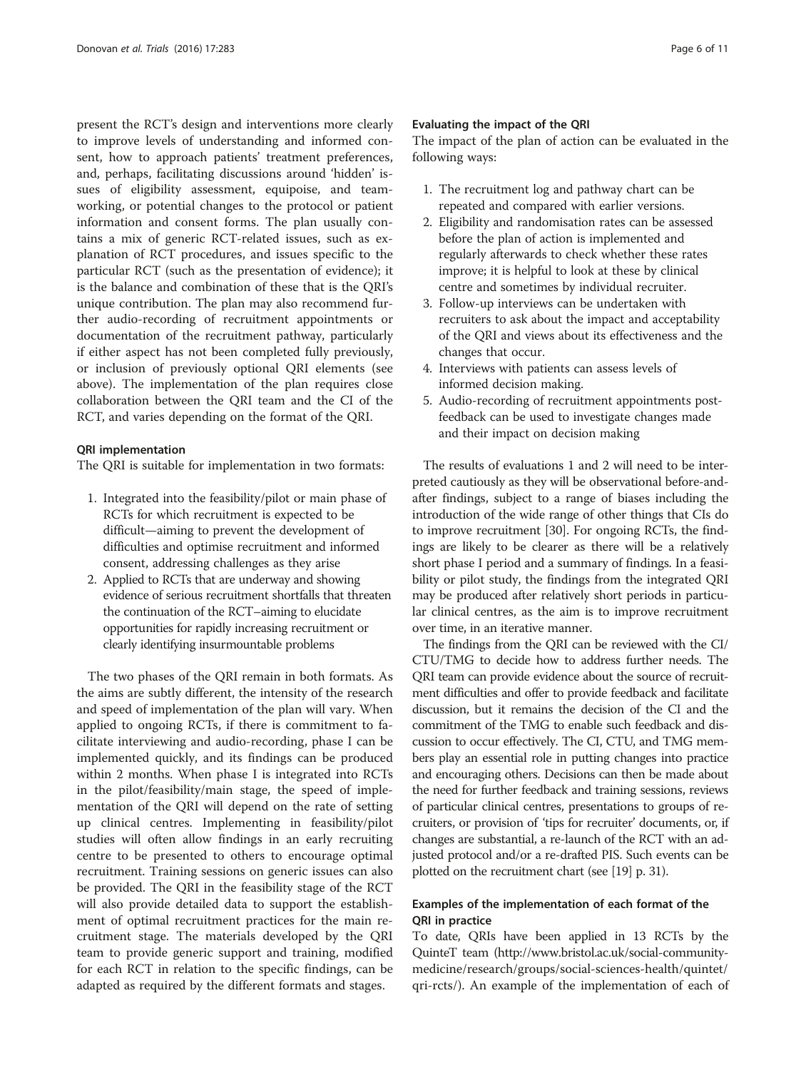present the RCT's design and interventions more clearly to improve levels of understanding and informed consent, how to approach patients' treatment preferences, and, perhaps, facilitating discussions around 'hidden' issues of eligibility assessment, equipoise, and teamworking, or potential changes to the protocol or patient information and consent forms. The plan usually contains a mix of generic RCT-related issues, such as explanation of RCT procedures, and issues specific to the particular RCT (such as the presentation of evidence); it is the balance and combination of these that is the QRI's unique contribution. The plan may also recommend further audio-recording of recruitment appointments or documentation of the recruitment pathway, particularly if either aspect has not been completed fully previously, or inclusion of previously optional QRI elements (see above). The implementation of the plan requires close collaboration between the QRI team and the CI of the RCT, and varies depending on the format of the QRI.

#### QRI implementation

The QRI is suitable for implementation in two formats:

1. Integrated into the feasibility/pilot or main phase of RCTs for which recruitment is expected to be difficult—aiming to prevent the development of difficulties and optimise recruitment and informed consent, addressing challenges as they arise
2. Applied to RCTs that are underway and showing evidence of serious recruitment shortfalls that threaten the continuation of the RCT–aiming to elucidate opportunities for rapidly increasing recruitment or clearly identifying insurmountable problems

The two phases of the QRI remain in both formats. As the aims are subtly different, the intensity of the research and speed of implementation of the plan will vary. When applied to ongoing RCTs, if there is commitment to facilitate interviewing and audio-recording, phase I can be implemented quickly, and its findings can be produced within 2 months. When phase I is integrated into RCTs in the pilot/feasibility/main stage, the speed of implementation of the QRI will depend on the rate of setting up clinical centres. Implementing in feasibility/pilot studies will often allow findings in an early recruiting centre to be presented to others to encourage optimal recruitment. Training sessions on generic issues can also be provided. The QRI in the feasibility stage of the RCT will also provide detailed data to support the establishment of optimal recruitment practices for the main recruitment stage. The materials developed by the QRI team to provide generic support and training, modified for each RCT in relation to the specific findings, can be adapted as required by the different formats and stages.

#### Evaluating the impact of the QRI

The impact of the plan of action can be evaluated in the following ways:

1. The recruitment log and pathway chart can be repeated and compared with earlier versions.
2. Eligibility and randomisation rates can be assessed before the plan of action is implemented and regularly afterwards to check whether these rates improve; it is helpful to look at these by clinical centre and sometimes by individual recruiter.
3. Follow-up interviews can be undertaken with recruiters to ask about the impact and acceptability of the QRI and views about its effectiveness and the changes that occur.
4. Interviews with patients can assess levels of informed decision making.
5. Audio-recording of recruitment appointments post-feedback can be used to investigate changes made and their impact on decision making

The results of evaluations 1 and 2 will need to be interpreted cautiously as they will be observational before-and-after findings, subject to a range of biases including the introduction of the wide range of other things that CIs do to improve recruitment [30]. For ongoing RCTs, the findings are likely to be clearer as there will be a relatively short phase I period and a summary of findings. In a feasibility or pilot study, the findings from the integrated QRI may be produced after relatively short periods in particular clinical centres, as the aim is to improve recruitment over time, in an iterative manner.

The findings from the QRI can be reviewed with the CI/CTU/TMG to decide how to address further needs. The QRI team can provide evidence about the source of recruitment difficulties and offer to provide feedback and facilitate discussion, but it remains the decision of the CI and the commitment of the TMG to enable such feedback and discussion to occur effectively. The CI, CTU, and TMG members play an essential role in putting changes into practice and encouraging others. Decisions can then be made about the need for further feedback and training sessions, reviews of particular clinical centres, presentations to groups of recruiters, or provision of 'tips for recruiter' documents, or, if changes are substantial, a re-launch of the RCT with an adjusted protocol and/or a re-drafted PIS. Such events can be plotted on the recruitment chart (see [19] p. 31).

### Examples of the implementation of each format of the QRI in practice

To date, QRIs have been applied in 13 RCTs by the QuinteT team (http://www.bristol.ac.uk/social-community-medicine/research/groups/social-sciences-health/quintet/qri-rcts/). An example of the implementation of each of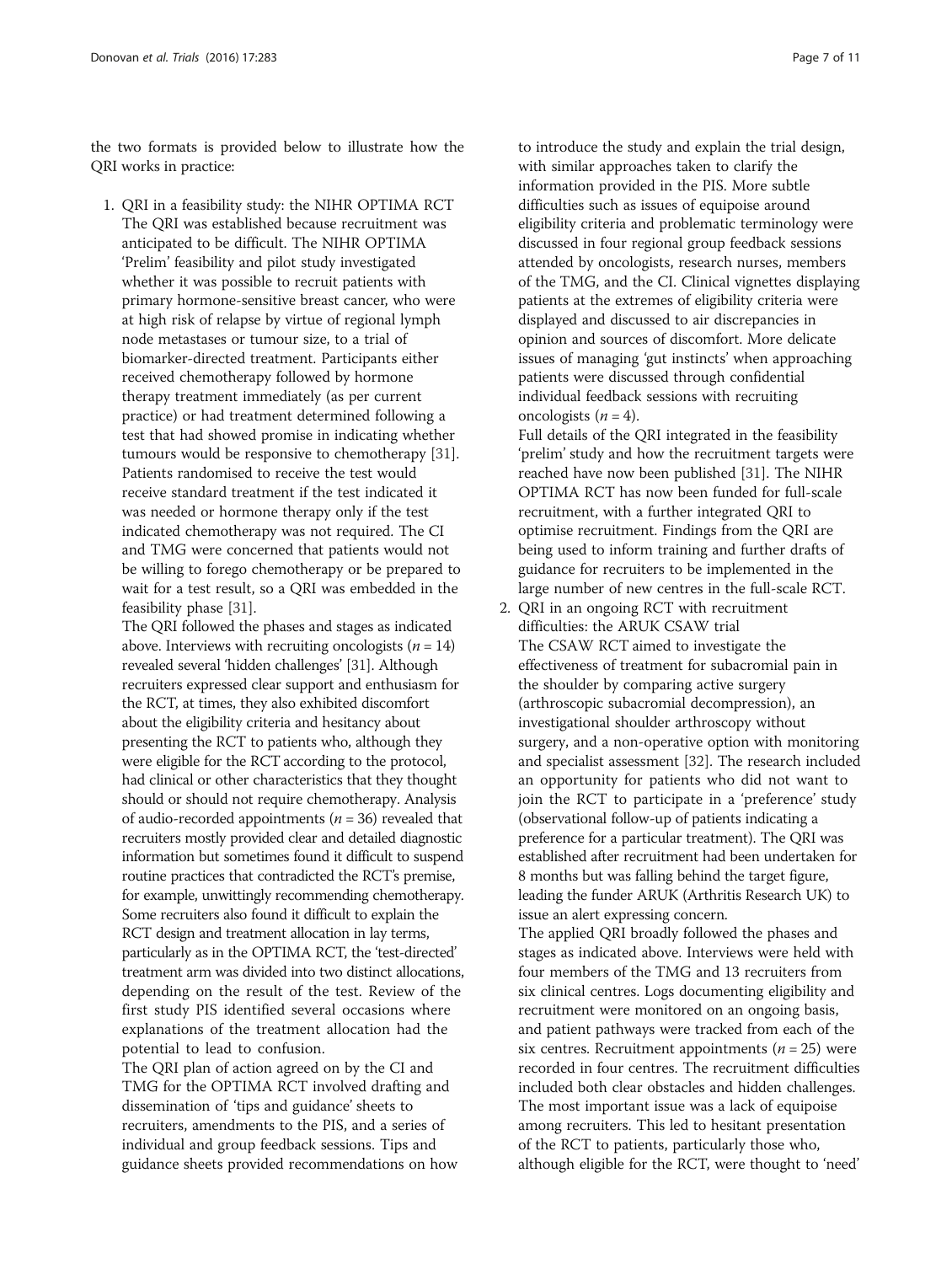the two formats is provided below to illustrate how the QRI works in practice:

1. QRI in a feasibility study: the NIHR OPTIMA RCT

   The QRI was established because recruitment was anticipated to be difficult. The NIHR OPTIMA 'Prelim' feasibility and pilot study investigated whether it was possible to recruit patients with primary hormone-sensitive breast cancer, who were at high risk of relapse by virtue of regional lymph node metastases or tumour size, to a trial of biomarker-directed treatment. Participants either received chemotherapy followed by hormone therapy treatment immediately (as per current practice) or had treatment determined following a test that had showed promise in indicating whether tumours would be responsive to chemotherapy [31]. Patients randomised to receive the test would receive standard treatment if the test indicated it was needed or hormone therapy only if the test indicated chemotherapy was not required. The CI and TMG were concerned that patients would not be willing to forego chemotherapy or be prepared to wait for a test result, so a QRI was embedded in the feasibility phase [31].

   The QRI followed the phases and stages as indicated above. Interviews with recruiting oncologists ($n = 14$) revealed several 'hidden challenges' [31]. Although recruiters expressed clear support and enthusiasm for the RCT, at times, they also exhibited discomfort about the eligibility criteria and hesitancy about presenting the RCT to patients who, although they were eligible for the RCT according to the protocol, had clinical or other characteristics that they thought should or should not require chemotherapy. Analysis of audio-recorded appointments ($n = 36$) revealed that recruiters mostly provided clear and detailed diagnostic information but sometimes found it difficult to suspend routine practices that contradicted the RCT's premise, for example, unwittingly recommending chemotherapy. Some recruiters also found it difficult to explain the RCT design and treatment allocation in lay terms, particularly as in the OPTIMA RCT, the 'test-directed' treatment arm was divided into two distinct allocations, depending on the result of the test. Review of the first study PIS identified several occasions where explanations of the treatment allocation had the potential to lead to confusion.

   The QRI plan of action agreed on by the CI and TMG for the OPTIMA RCT involved drafting and dissemination of 'tips and guidance' sheets to recruiters, amendments to the PIS, and a series of individual and group feedback sessions. Tips and guidance sheets provided recommendations on how to introduce the study and explain the trial design, with similar approaches taken to clarify the information provided in the PIS. More subtle difficulties such as issues of equipoise around eligibility criteria and problematic terminology were discussed in four regional group feedback sessions attended by oncologists, research nurses, members of the TMG, and the CI. Clinical vignettes displaying patients at the extremes of eligibility criteria were displayed and discussed to air discrepancies in opinion and sources of discomfort. More delicate issues of managing 'gut instincts' when approaching patients were discussed through confidential individual feedback sessions with recruiting oncologists ($n = 4$).

   Full details of the QRI integrated in the feasibility 'prelim' study and how the recruitment targets were reached have now been published [31]. The NIHR OPTIMA RCT has now been funded for full-scale recruitment, with a further integrated QRI to optimise recruitment. Findings from the QRI are being used to inform training and further drafts of guidance for recruiters to be implemented in the large number of new centres in the full-scale RCT.

2. QRI in an ongoing RCT with recruitment difficulties: the ARUK CSAW trial

   The CSAW RCT aimed to investigate the effectiveness of treatment for subacromial pain in the shoulder by comparing active surgery (arthroscopic subacromial decompression), an investigational shoulder arthroscopy without surgery, and a non-operative option with monitoring and specialist assessment [32]. The research included an opportunity for patients who did not want to join the RCT to participate in a 'preference' study (observational follow-up of patients indicating a preference for a particular treatment). The QRI was established after recruitment had been undertaken for 8 months but was falling behind the target figure, leading the funder ARUK (Arthritis Research UK) to issue an alert expressing concern.

   The applied QRI broadly followed the phases and stages as indicated above. Interviews were held with four members of the TMG and 13 recruiters from six clinical centres. Logs documenting eligibility and recruitment were monitored on an ongoing basis, and patient pathways were tracked from each of the six centres. Recruitment appointments ($n = 25$) were recorded in four centres. The recruitment difficulties included both clear obstacles and hidden challenges. The most important issue was a lack of equipoise among recruiters. This led to hesitant presentation of the RCT to patients, particularly those who, although eligible for the RCT, were thought to 'need'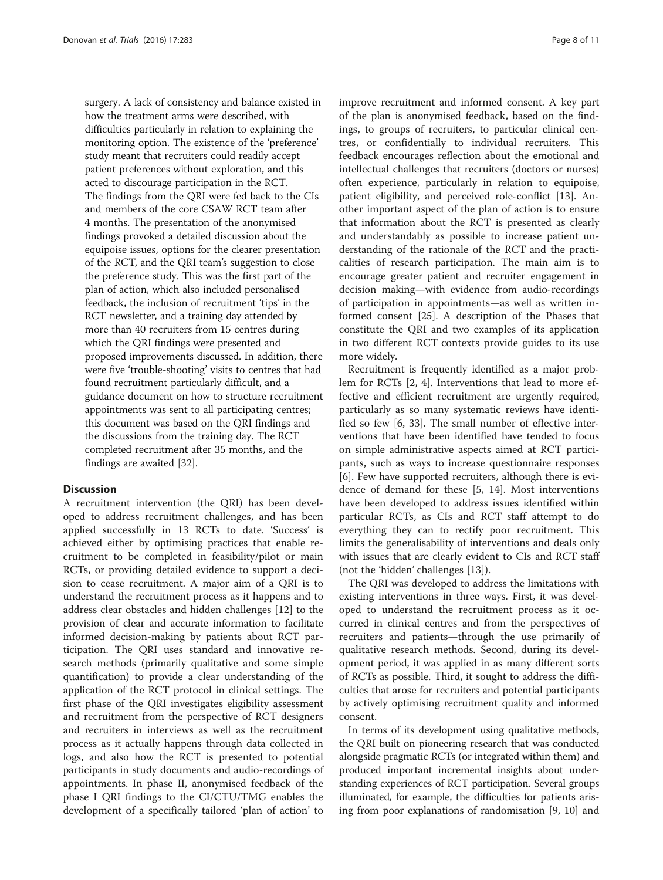surgery. A lack of consistency and balance existed in how the treatment arms were described, with difficulties particularly in relation to explaining the monitoring option. The existence of the 'preference' study meant that recruiters could readily accept patient preferences without exploration, and this acted to discourage participation in the RCT. The findings from the QRI were fed back to the CIs and members of the core CSAW RCT team after 4 months. The presentation of the anonymised findings provoked a detailed discussion about the equipoise issues, options for the clearer presentation of the RCT, and the QRI team's suggestion to close the preference study. This was the first part of the plan of action, which also included personalised feedback, the inclusion of recruitment 'tips' in the RCT newsletter, and a training day attended by more than 40 recruiters from 15 centres during which the QRI findings were presented and proposed improvements discussed. In addition, there were five 'trouble-shooting' visits to centres that had found recruitment particularly difficult, and a guidance document on how to structure recruitment appointments was sent to all participating centres; this document was based on the QRI findings and the discussions from the training day. The RCT completed recruitment after 35 months, and the findings are awaited [32].

## Discussion

A recruitment intervention (the QRI) has been developed to address recruitment challenges, and has been applied successfully in 13 RCTs to date. 'Success' is achieved either by optimising practices that enable recruitment to be completed in feasibility/pilot or main RCTs, or providing detailed evidence to support a decision to cease recruitment. A major aim of a QRI is to understand the recruitment process as it happens and to address clear obstacles and hidden challenges [12] to the provision of clear and accurate information to facilitate informed decision-making by patients about RCT participation. The QRI uses standard and innovative research methods (primarily qualitative and some simple quantification) to provide a clear understanding of the application of the RCT protocol in clinical settings. The first phase of the QRI investigates eligibility assessment and recruitment from the perspective of RCT designers and recruiters in interviews as well as the recruitment process as it actually happens through data collected in logs, and also how the RCT is presented to potential participants in study documents and audio-recordings of appointments. In phase II, anonymised feedback of the phase I QRI findings to the CI/CTU/TMG enables the development of a specifically tailored 'plan of action' to improve recruitment and informed consent. A key part of the plan is anonymised feedback, based on the findings, to groups of recruiters, to particular clinical centres, or confidentially to individual recruiters. This feedback encourages reflection about the emotional and intellectual challenges that recruiters (doctors or nurses) often experience, particularly in relation to equipoise, patient eligibility, and perceived role-conflict [13]. Another important aspect of the plan of action is to ensure that information about the RCT is presented as clearly and understandably as possible to increase patient understanding of the rationale of the RCT and the practicalities of research participation. The main aim is to encourage greater patient and recruiter engagement in decision making—with evidence from audio-recordings of participation in appointments—as well as written informed consent [25]. A description of the Phases that constitute the QRI and two examples of its application in two different RCT contexts provide guides to its use more widely.

Recruitment is frequently identified as a major problem for RCTs [2, 4]. Interventions that lead to more effective and efficient recruitment are urgently required, particularly as so many systematic reviews have identified so few [6, 33]. The small number of effective interventions that have been identified have tended to focus on simple administrative aspects aimed at RCT participants, such as ways to increase questionnaire responses [6]. Few have supported recruiters, although there is evidence of demand for these [5, 14]. Most interventions have been developed to address issues identified within particular RCTs, as CIs and RCT staff attempt to do everything they can to rectify poor recruitment. This limits the generalisability of interventions and deals only with issues that are clearly evident to CIs and RCT staff (not the 'hidden' challenges [13]).

The QRI was developed to address the limitations with existing interventions in three ways. First, it was developed to understand the recruitment process as it occurred in clinical centres and from the perspectives of recruiters and patients—through the use primarily of qualitative research methods. Second, during its development period, it was applied in as many different sorts of RCTs as possible. Third, it sought to address the difficulties that arose for recruiters and potential participants by actively optimising recruitment quality and informed consent.

In terms of its development using qualitative methods, the QRI built on pioneering research that was conducted alongside pragmatic RCTs (or integrated within them) and produced important incremental insights about understanding experiences of RCT participation. Several groups illuminated, for example, the difficulties for patients arising from poor explanations of randomisation [9, 10] and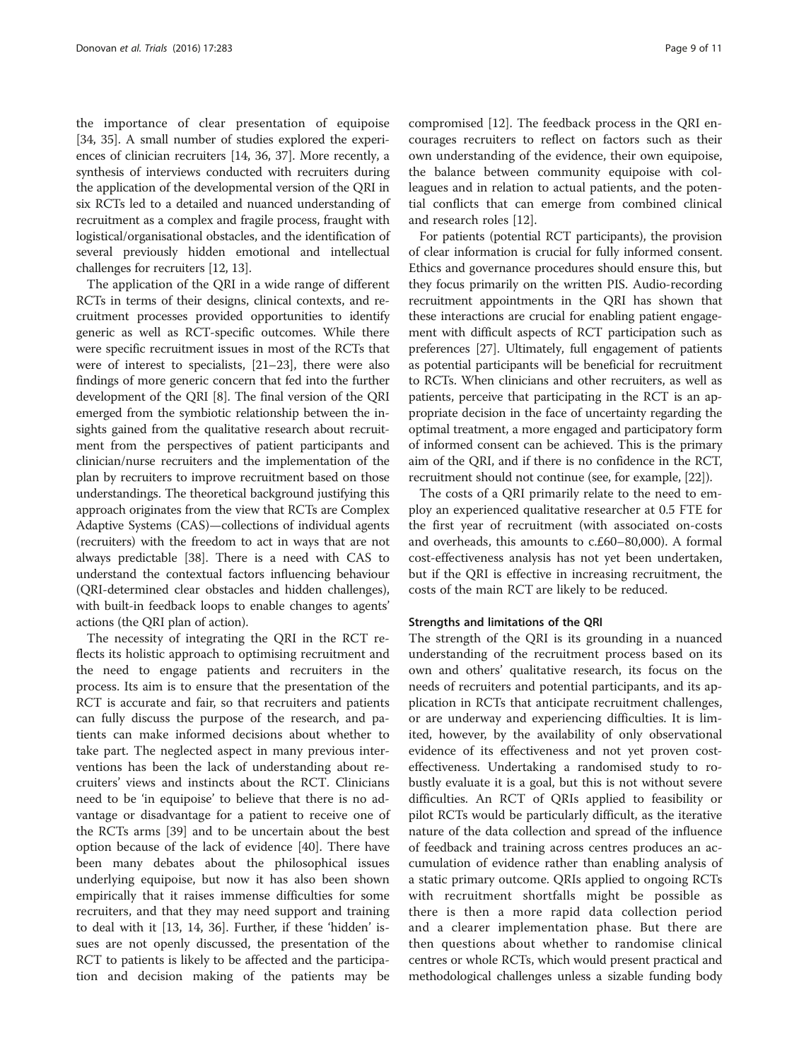the importance of clear presentation of equipoise [34, 35]. A small number of studies explored the experiences of clinician recruiters [14, 36, 37]. More recently, a synthesis of interviews conducted with recruiters during the application of the developmental version of the QRI in six RCTs led to a detailed and nuanced understanding of recruitment as a complex and fragile process, fraught with logistical/organisational obstacles, and the identification of several previously hidden emotional and intellectual challenges for recruiters [12, 13].

The application of the QRI in a wide range of different RCTs in terms of their designs, clinical contexts, and recruitment processes provided opportunities to identify generic as well as RCT-specific outcomes. While there were specific recruitment issues in most of the RCTs that were of interest to specialists, [21–23], there were also findings of more generic concern that fed into the further development of the QRI [8]. The final version of the QRI emerged from the symbiotic relationship between the insights gained from the qualitative research about recruitment from the perspectives of patient participants and clinician/nurse recruiters and the implementation of the plan by recruiters to improve recruitment based on those understandings. The theoretical background justifying this approach originates from the view that RCTs are Complex Adaptive Systems (CAS)—collections of individual agents (recruiters) with the freedom to act in ways that are not always predictable [38]. There is a need with CAS to understand the contextual factors influencing behaviour (QRI-determined clear obstacles and hidden challenges), with built-in feedback loops to enable changes to agents' actions (the QRI plan of action).

The necessity of integrating the QRI in the RCT reflects its holistic approach to optimising recruitment and the need to engage patients and recruiters in the process. Its aim is to ensure that the presentation of the RCT is accurate and fair, so that recruiters and patients can fully discuss the purpose of the research, and patients can make informed decisions about whether to take part. The neglected aspect in many previous interventions has been the lack of understanding about recruiters' views and instincts about the RCT. Clinicians need to be 'in equipoise' to believe that there is no advantage or disadvantage for a patient to receive one of the RCTs arms [39] and to be uncertain about the best option because of the lack of evidence [40]. There have been many debates about the philosophical issues underlying equipoise, but now it has also been shown empirically that it raises immense difficulties for some recruiters, and that they may need support and training to deal with it [13, 14, 36]. Further, if these 'hidden' issues are not openly discussed, the presentation of the RCT to patients is likely to be affected and the participation and decision making of the patients may be compromised [12]. The feedback process in the QRI encourages recruiters to reflect on factors such as their own understanding of the evidence, their own equipoise, the balance between community equipoise with colleagues and in relation to actual patients, and the potential conflicts that can emerge from combined clinical and research roles [12].

For patients (potential RCT participants), the provision of clear information is crucial for fully informed consent. Ethics and governance procedures should ensure this, but they focus primarily on the written PIS. Audio-recording recruitment appointments in the QRI has shown that these interactions are crucial for enabling patient engagement with difficult aspects of RCT participation such as preferences [27]. Ultimately, full engagement of patients as potential participants will be beneficial for recruitment to RCTs. When clinicians and other recruiters, as well as patients, perceive that participating in the RCT is an appropriate decision in the face of uncertainty regarding the optimal treatment, a more engaged and participatory form of informed consent can be achieved. This is the primary aim of the QRI, and if there is no confidence in the RCT, recruitment should not continue (see, for example, [22]).

The costs of a QRI primarily relate to the need to employ an experienced qualitative researcher at 0.5 FTE for the first year of recruitment (with associated on-costs and overheads, this amounts to c.£60–80,000). A formal cost-effectiveness analysis has not yet been undertaken, but if the QRI is effective in increasing recruitment, the costs of the main RCT are likely to be reduced.

### Strengths and limitations of the QRI

The strength of the QRI is its grounding in a nuanced understanding of the recruitment process based on its own and others' qualitative research, its focus on the needs of recruiters and potential participants, and its application in RCTs that anticipate recruitment challenges, or are underway and experiencing difficulties. It is limited, however, by the availability of only observational evidence of its effectiveness and not yet proven cost-effectiveness. Undertaking a randomised study to robustly evaluate it is a goal, but this is not without severe difficulties. An RCT of QRIs applied to feasibility or pilot RCTs would be particularly difficult, as the iterative nature of the data collection and spread of the influence of feedback and training across centres produces an accumulation of evidence rather than enabling analysis of a static primary outcome. QRIs applied to ongoing RCTs with recruitment shortfalls might be possible as there is then a more rapid data collection period and a clearer implementation phase. But there are then questions about whether to randomise clinical centres or whole RCTs, which would present practical and methodological challenges unless a sizable funding body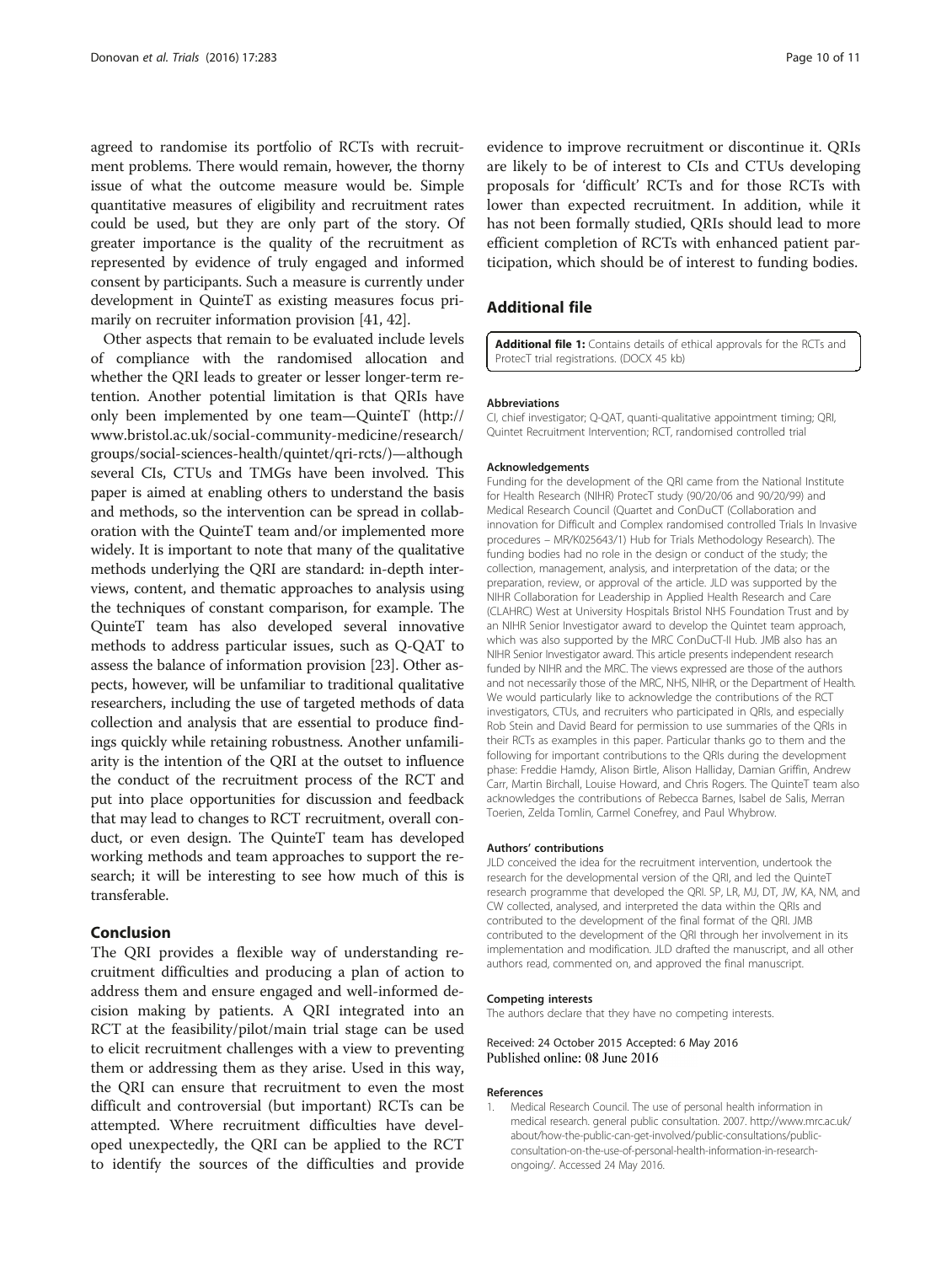agreed to randomise its portfolio of RCTs with recruitment problems. There would remain, however, the thorny issue of what the outcome measure would be. Simple quantitative measures of eligibility and recruitment rates could be used, but they are only part of the story. Of greater importance is the quality of the recruitment as represented by evidence of truly engaged and informed consent by participants. Such a measure is currently under development in QuinteT as existing measures focus primarily on recruiter information provision [41, 42].

Other aspects that remain to be evaluated include levels of compliance with the randomised allocation and whether the QRI leads to greater or lesser longer-term retention. Another potential limitation is that QRIs have only been implemented by one team—QuinteT (http://www.bristol.ac.uk/social-community-medicine/research/groups/social-sciences-health/quintet/qri-rcts/)—although several CIs, CTUs and TMGs have been involved. This paper is aimed at enabling others to understand the basis and methods, so the intervention can be spread in collaboration with the QuinteT team and/or implemented more widely. It is important to note that many of the qualitative methods underlying the QRI are standard: in-depth interviews, content, and thematic approaches to analysis using the techniques of constant comparison, for example. The QuinteT team has also developed several innovative methods to address particular issues, such as Q-QAT to assess the balance of information provision [23]. Other aspects, however, will be unfamiliar to traditional qualitative researchers, including the use of targeted methods of data collection and analysis that are essential to produce findings quickly while retaining robustness. Another unfamiliarity is the intention of the QRI at the outset to influence the conduct of the recruitment process of the RCT and put into place opportunities for discussion and feedback that may lead to changes to RCT recruitment, overall conduct, or even design. The QuinteT team has developed working methods and team approaches to support the research; it will be interesting to see how much of this is transferable.

## Conclusion

The QRI provides a flexible way of understanding recruitment difficulties and producing a plan of action to address them and ensure engaged and well-informed decision making by patients. A QRI integrated into an RCT at the feasibility/pilot/main trial stage can be used to elicit recruitment challenges with a view to preventing them or addressing them as they arise. Used in this way, the QRI can ensure that recruitment to even the most difficult and controversial (but important) RCTs can be attempted. Where recruitment difficulties have developed unexpectedly, the QRI can be applied to the RCT to identify the sources of the difficulties and provide evidence to improve recruitment or discontinue it. QRIs are likely to be of interest to CIs and CTUs developing proposals for 'difficult' RCTs and for those RCTs with lower than expected recruitment. In addition, while it has not been formally studied, QRIs should lead to more efficient completion of RCTs with enhanced patient participation, which should be of interest to funding bodies.

## Additional file

**Additional file 1:** Contains details of ethical approvals for the RCTs and ProtecT trial registrations. (DOCX 45 kb)

#### Abbreviations

CI, chief investigator; Q-QAT, quanti-qualitative appointment timing; QRI, Quintet Recruitment Intervention; RCT, randomised controlled trial

#### Acknowledgements

Funding for the development of the QRI came from the National Institute for Health Research (NIHR) ProtecT study (90/20/06 and 90/20/99) and Medical Research Council (Quartet and ConDuCT (Collaboration and innovation for Difficult and Complex randomised controlled Trials In Invasive procedures – MR/K025643/1) Hub for Trials Methodology Research). The funding bodies had no role in the design or conduct of the study; the collection, management, analysis, and interpretation of the data; or the preparation, review, or approval of the article. JLD was supported by the NIHR Collaboration for Leadership in Applied Health Research and Care (CLAHRC) West at University Hospitals Bristol NHS Foundation Trust and by an NIHR Senior Investigator award to develop the Quintet team approach, which was also supported by the MRC ConDuCT-II Hub. JMB also has an NIHR Senior Investigator award. This article presents independent research funded by NIHR and the MRC. The views expressed are those of the authors and not necessarily those of the MRC, NHS, NIHR, or the Department of Health. We would particularly like to acknowledge the contributions of the RCT investigators, CTUs, and recruiters who participated in QRIs, and especially Rob Stein and David Beard for permission to use summaries of the QRIs in their RCTs as examples in this paper. Particular thanks go to them and the following for important contributions to the QRIs during the development phase: Freddie Hamdy, Alison Birtle, Alison Halliday, Damian Griffin, Andrew Carr, Martin Birchall, Louise Howard, and Chris Rogers. The QuinteT team also acknowledges the contributions of Rebecca Barnes, Isabel de Salis, Merran Toerien, Zelda Tomlin, Carmel Conefrey, and Paul Whybrow.

#### Authors' contributions

JLD conceived the idea for the recruitment intervention, undertook the research for the developmental version of the QRI, and led the QuinteT research programme that developed the QRI. SP, LR, MJ, DT, JW, KA, NM, and CW collected, analysed, and interpreted the data within the QRIs and contributed to the development of the final format of the QRI. JMB contributed to the development of the QRI through her involvement in its implementation and modification. JLD drafted the manuscript, and all other authors read, commented on, and approved the final manuscript.

#### Competing interests

The authors declare that they have no competing interests.

Received: 24 October 2015 Accepted: 6 May 2016
Published online: 08 June 2016

#### References

1. Medical Research Council. The use of personal health information in medical research. general public consultation. 2007. http://www.mrc.ac.uk/about/how-the-public-can-get-involved/public-consultations/public-consultation-on-the-use-of-personal-health-information-in-research-ongoing/. Accessed 24 May 2016.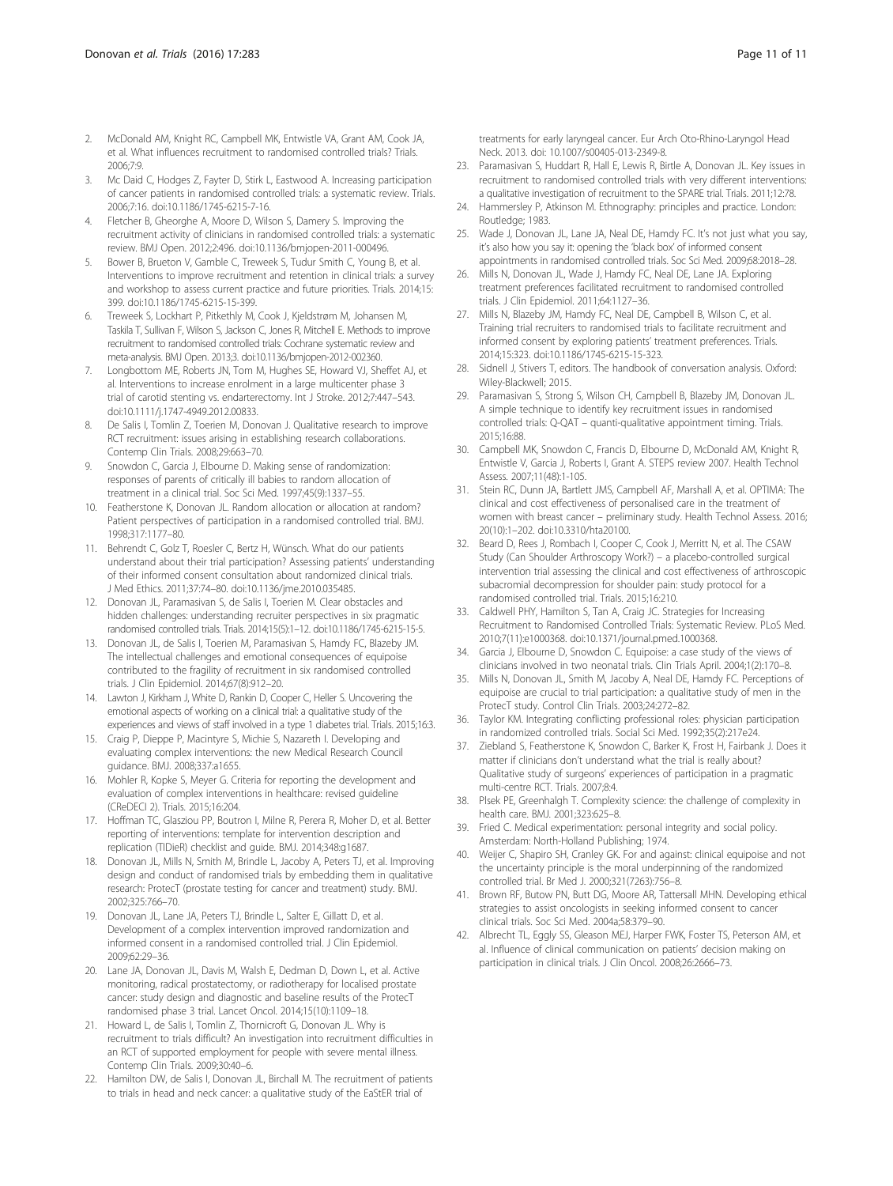2. McDonald AM, Knight RC, Campbell MK, Entwistle VA, Grant AM, Cook JA, et al. What influences recruitment to randomised controlled trials? Trials. 2006;7:9.
3. Mc Daid C, Hodges Z, Fayter D, Stirk L, Eastwood A. Increasing participation of cancer patients in randomised controlled trials: a systematic review. Trials. 2006;7:16. doi:10.1186/1745-6215-7-16.
4. Fletcher B, Gheorghe A, Moore D, Wilson S, Damery S. Improving the recruitment activity of clinicians in randomised controlled trials: a systematic review. BMJ Open. 2012;2:496. doi:10.1136/bmjopen-2011-000496.
5. Bower B, Brueton V, Gamble C, Treweek S, Tudur Smith C, Young B, et al. Interventions to improve recruitment and retention in clinical trials: a survey and workshop to assess current practice and future priorities. Trials. 2014;15:399. doi:10.1186/1745-6215-15-399.
6. Treweek S, Lockhart P, Pitkethly M, Cook J, Kjeldstrøm M, Johansen M, Taskila T, Sullivan F, Wilson S, Jackson C, Jones R, Mitchell E. Methods to improve recruitment to randomised controlled trials: Cochrane systematic review and meta-analysis. BMJ Open. 2013;3. doi:10.1136/bmjopen-2012-002360.
7. Longbottom ME, Roberts JN, Tom M, Hughes SE, Howard VJ, Sheffet AJ, et al. Interventions to increase enrolment in a large multicenter phase 3 trial of carotid stenting vs. endarterectomy. Int J Stroke. 2012;7:447–543. doi:10.1111/j.1747-4949.2012.00833.
8. De Salis I, Tomlin Z, Toerien M, Donovan J. Qualitative research to improve RCT recruitment: issues arising in establishing research collaborations. Contemp Clin Trials. 2008;29:663–70.
9. Snowdon C, Garcia J, Elbourne D. Making sense of randomization: responses of parents of critically ill babies to random allocation of treatment in a clinical trial. Soc Sci Med. 1997;45(9):1337–55.
10. Featherstone K, Donovan JL. Random allocation or allocation at random? Patient perspectives of participation in a randomised controlled trial. BMJ. 1998;317:1177–80.
11. Behrendt C, Golz T, Roesler C, Bertz H, Wünsch. What do our patients understand about their trial participation? Assessing patients' understanding of their informed consent consultation about randomized clinical trials. J Med Ethics. 2011;37:74–80. doi:10.1136/jme.2010.035485.
12. Donovan JL, Paramasivan S, de Salis I, Toerien M. Clear obstacles and hidden challenges: understanding recruiter perspectives in six pragmatic randomised controlled trials. Trials. 2014;15(5):1–12. doi:10.1186/1745-6215-15-5.
13. Donovan JL, de Salis I, Toerien M, Paramasivan S, Hamdy FC, Blazeby JM. The intellectual challenges and emotional consequences of equipoise contributed to the fragility of recruitment in six randomised controlled trials. J Clin Epidemiol. 2014;67(8):912–20.
14. Lawton J, Kirkham J, White D, Rankin D, Cooper C, Heller S. Uncovering the emotional aspects of working on a clinical trial: a qualitative study of the experiences and views of staff involved in a type 1 diabetes trial. Trials. 2015;16:3.
15. Craig P, Dieppe P, Macintyre S, Michie S, Nazareth I. Developing and evaluating complex interventions: the new Medical Research Council guidance. BMJ. 2008;337:a1655.
16. Mohler R, Kopke S, Meyer G. Criteria for reporting the development and evaluation of complex interventions in healthcare: revised guideline (CReDECI 2). Trials. 2015;16:204.
17. Hoffman TC, Glasziou PP, Boutron I, Milne R, Perera R, Moher D, et al. Better reporting of interventions: template for intervention description and replication (TIDieR) checklist and guide. BMJ. 2014;348:g1687.
18. Donovan JL, Mills N, Smith M, Brindle L, Jacoby A, Peters TJ, et al. Improving design and conduct of randomised trials by embedding them in qualitative research: ProtecT (prostate testing for cancer and treatment) study. BMJ. 2002;325:766–70.
19. Donovan JL, Lane JA, Peters TJ, Brindle L, Salter E, Gillatt D, et al. Development of a complex intervention improved randomization and informed consent in a randomised controlled trial. J Clin Epidemiol. 2009;62:29–36.
20. Lane JA, Donovan JL, Davis M, Walsh E, Dedman D, Down L, et al. Active monitoring, radical prostatectomy, or radiotherapy for localised prostate cancer: study design and diagnostic and baseline results of the ProtecT randomised phase 3 trial. Lancet Oncol. 2014;15(10):1109–18.
21. Howard L, de Salis I, Tomlin Z, Thornicroft G, Donovan JL. Why is recruitment to trials difficult? An investigation into recruitment difficulties in an RCT of supported employment for people with severe mental illness. Contemp Clin Trials. 2009;30:40–6.
22. Hamilton DW, de Salis I, Donovan JL, Birchall M. The recruitment of patients to trials in head and neck cancer: a qualitative study of the EaStER trial of treatments for early laryngeal cancer. Eur Arch Oto-Rhino-Laryngol Head Neck. 2013. doi: 10.1007/s00405-013-2349-8.
23. Paramasivan S, Huddart R, Hall E, Lewis R, Birtle A, Donovan JL. Key issues in recruitment to randomised controlled trials with very different interventions: a qualitative investigation of recruitment to the SPARE trial. Trials. 2011;12:78.
24. Hammersley P, Atkinson M. Ethnography: principles and practice. London: Routledge; 1983.
25. Wade J, Donovan JL, Lane JA, Neal DE, Hamdy FC. It's not just what you say, it's also how you say it: opening the 'black box' of informed consent appointments in randomised controlled trials. Soc Sci Med. 2009;68:2018–28.
26. Mills N, Donovan JL, Wade J, Hamdy FC, Neal DE, Lane JA. Exploring treatment preferences facilitated recruitment to randomised controlled trials. J Clin Epidemiol. 2011;64:1127–36.
27. Mills N, Blazeby JM, Hamdy FC, Neal DE, Campbell B, Wilson C, et al. Training trial recruiters to randomised trials to facilitate recruitment and informed consent by exploring patients' treatment preferences. Trials. 2014;15:323. doi:10.1186/1745-6215-15-323.
28. Sidnell J, Stivers T, editors. The handbook of conversation analysis. Oxford: Wiley-Blackwell; 2015.
29. Paramasivan S, Strong S, Wilson CH, Campbell B, Blazeby JM, Donovan JL. A simple technique to identify key recruitment issues in randomised controlled trials: Q-QAT – quanti-qualitative appointment timing. Trials. 2015;16:88.
30. Campbell MK, Snowdon C, Francis D, Elbourne D, McDonald AM, Knight R, Entwistle V, Garcia J, Roberts I, Grant A. STEPS review 2007. Health Technol Assess. 2007;11(48):1-105.
31. Stein RC, Dunn JA, Bartlett JMS, Campbell AF, Marshall A, et al. OPTIMA: The clinical and cost effectiveness of personalised care in the treatment of women with breast cancer – preliminary study. Health Technol Assess. 2016; 20(10):1–202. doi:10.3310/hta20100.
32. Beard D, Rees J, Rombach I, Cooper C, Cook J, Merritt N, et al. The CSAW Study (Can Shoulder Arthroscopy Work?) – a placebo-controlled surgical intervention trial assessing the clinical and cost effectiveness of arthroscopic subacromial decompression for shoulder pain: study protocol for a randomised controlled trial. Trials. 2015;16:210.
33. Caldwell PHY, Hamilton S, Tan A, Craig JC. Strategies for Increasing Recruitment to Randomised Controlled Trials: Systematic Review. PLoS Med. 2010;7(11):e1000368. doi:10.1371/journal.pmed.1000368.
34. Garcia J, Elbourne D, Snowdon C. Equipoise: a case study of the views of clinicians involved in two neonatal trials. Clin Trials April. 2004;1(2):170–8.
35. Mills N, Donovan JL, Smith M, Jacoby A, Neal DE, Hamdy FC. Perceptions of equipoise are crucial to trial participation: a qualitative study of men in the ProtecT study. Control Clin Trials. 2003;24:272–82.
36. Taylor KM. Integrating conflicting professional roles: physician participation in randomized controlled trials. Social Sci Med. 1992;35(2):217e24.
37. Ziebland S, Featherstone K, Snowdon C, Barker K, Frost H, Fairbank J. Does it matter if clinicians don't understand what the trial is really about? Qualitative study of surgeons' experiences of participation in a pragmatic multi-centre RCT. Trials. 2007;8:4.
38. Plsek PE, Greenhalgh T. Complexity science: the challenge of complexity in health care. BMJ. 2001;323:625–8.
39. Fried C. Medical experimentation: personal integrity and social policy. Amsterdam: North-Holland Publishing; 1974.
40. Weijer C, Shapiro SH, Cranley GK. For and against: clinical equipoise and not the uncertainty principle is the moral underpinning of the randomized controlled trial. Br Med J. 2000;321(7263):756–8.
41. Brown RF, Butow PN, Butt DG, Moore AR, Tattersall MHN. Developing ethical strategies to assist oncologists in seeking informed consent to cancer clinical trials. Soc Sci Med. 2004a;58:379–90.
42. Albrecht TL, Eggly SS, Gleason MEJ, Harper FWK, Foster TS, Peterson AM, et al. Influence of clinical communication on patients' decision making on participation in clinical trials. J Clin Oncol. 2008;26:2666–73.